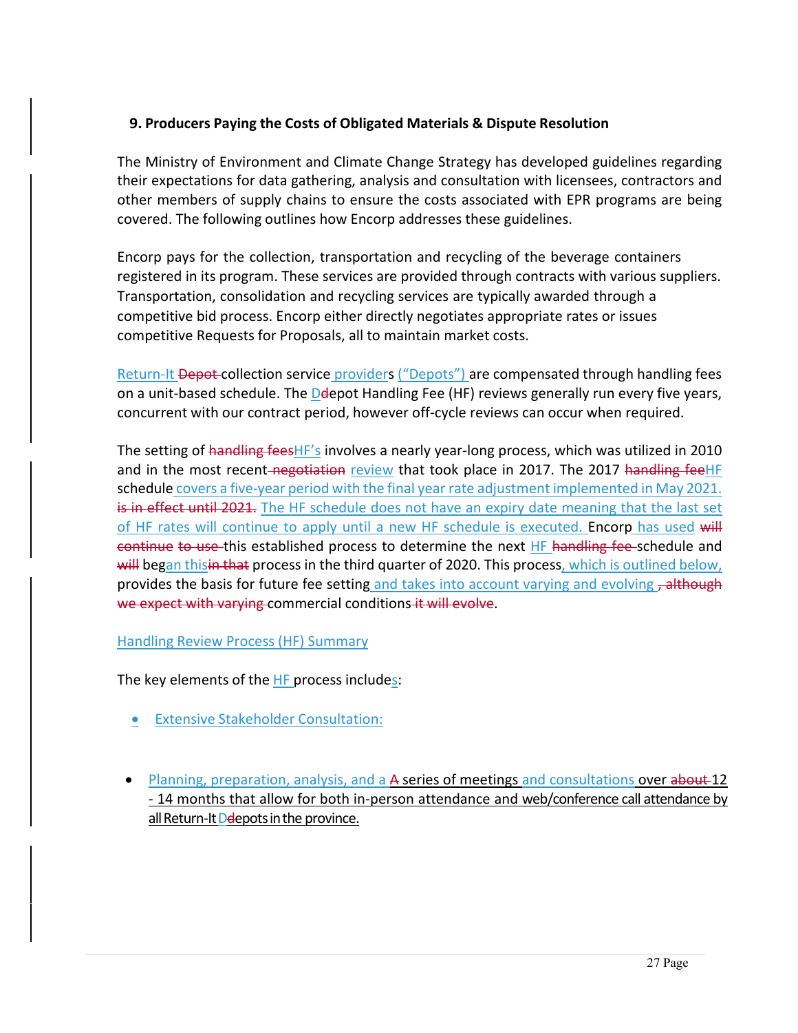## 9. Producers Paying the Costs of Obligated Materials & Dispute Resolution

The Ministry of Environment and Climate Change Strategy has developed guidelines regarding their expectations for data gathering, analysis and consultation with licensees, contractors and other members of supply chains to ensure the costs associated with EPR programs are being covered. The following outlines how Encorp addresses these guidelines.

Encorp pays for the collection, transportation and recycling of the beverage containers registered in its program. These services are provided through contracts with various suppliers. Transportation, consolidation and recycling services are typically awarded through a competitive bid process. Encorp either directly negotiates appropriate rates or issues competitive Requests for Proposals, all to maintain market costs.

Return-It ~~Depot~~ collection service providers ("Depots") are compensated through handling fees on a unit-based schedule. The D~~d~~epot Handling Fee (HF) reviews generally run every five years, concurrent with our contract period, however off-cycle reviews can occur when required.

The setting of ~~handling fees~~HF's involves a nearly year-long process, which was utilized in 2010 and in the most recent ~~negotiation~~ review that took place in 2017. The 2017 ~~handling fee~~HF schedule covers a five-year period with the final year rate adjustment implemented in May 2021. ~~is in effect until 2021.~~ The HF schedule does not have an expiry date meaning that the last set of HF rates will continue to apply until a new HF schedule is executed. Encorp has used ~~will continue to use~~ this established process to determine the next HF ~~handling fee~~ schedule and ~~will~~ began this~~in that~~ process in the third quarter of 2020. This process, which is outlined below, provides the basis for future fee setting and takes into account varying and evolving ~~, although we expect with varying~~ commercial conditions~~ it will evolve~~.

Handling Review Process (HF) Summary

The key elements of the HF process includes:

- Extensive Stakeholder Consultation:

- Planning, preparation, analysis, and a ~~A~~ series of meetings and consultations over ~~about~~ 12 - 14 months that allow for both in-person attendance and web/conference call attendance by all Return-It D~~d~~epots in the province.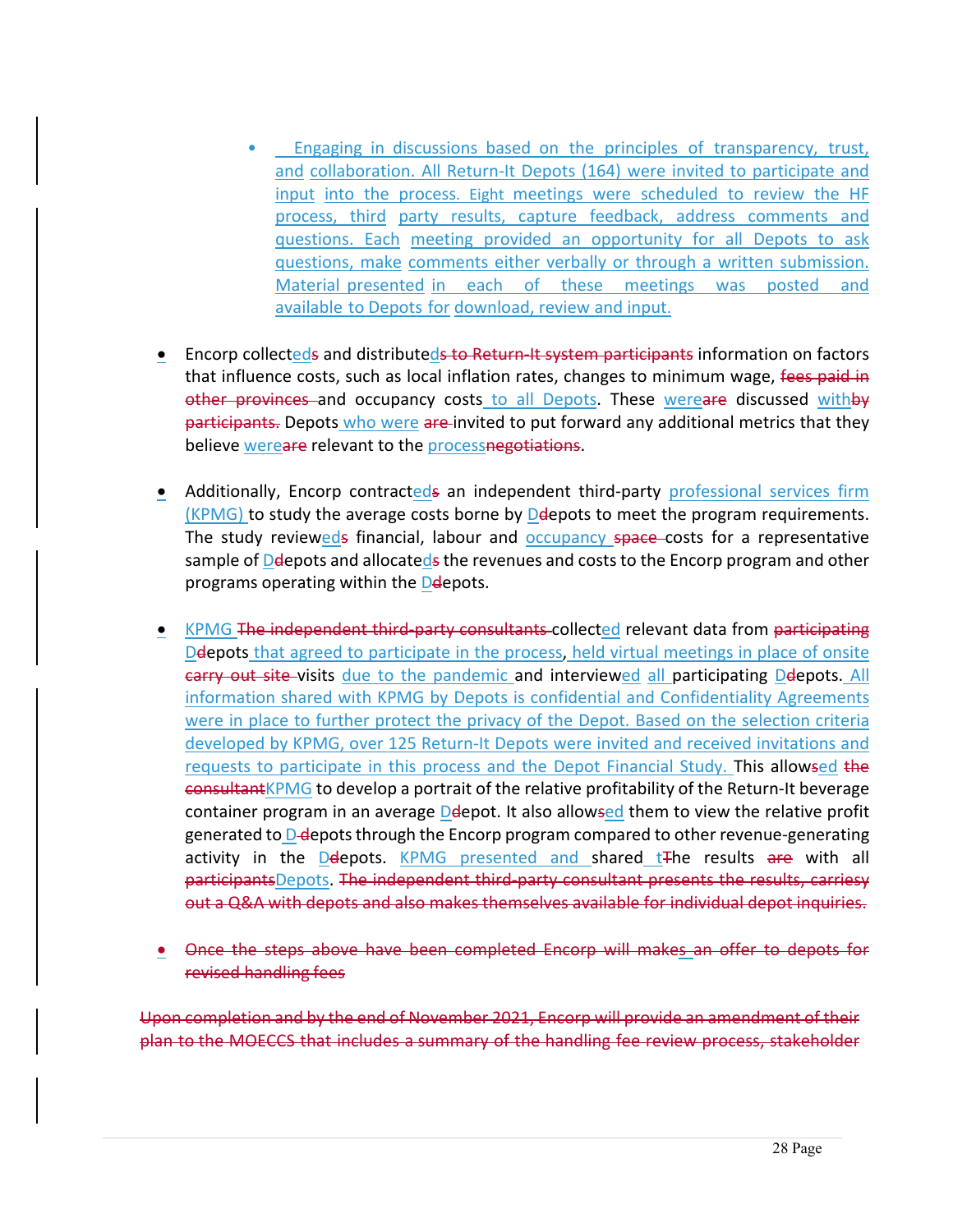- Engaging in discussions based on the principles of transparency, trust, and collaboration. All Return-It Depots (164) were invited to participate and input into the process. Eight meetings were scheduled to review the HF process, third party results, capture feedback, address comments and questions. Each meeting provided an opportunity for all Depots to ask questions, make comments either verbally or through a written submission. Material presented in each of these meetings was posted and available to Depots for download, review and input.

- Encorp collected~~s~~ and distributed~~s to Return-It system participants~~ information on factors that influence costs, such as local inflation rates, changes to minimum wage, ~~fees paid in other provinces~~ and occupancy costs to all Depots. These were~~are~~ discussed with~~by participants.~~ Depots who were ~~are~~ invited to put forward any additional metrics that they believe were~~are~~ relevant to the process~~negotiations~~.

- Additionally, Encorp contracted~~s~~ an independent third-party professional services firm (KPMG) to study the average costs borne by D~~d~~epots to meet the program requirements. The study reviewed~~s~~ financial, labour and occupancy ~~space~~ costs for a representative sample of D~~d~~epots and allocated~~s~~ the revenues and costs to the Encorp program and other programs operating within the D~~d~~epots.

- KPMG ~~The independent third-party consultants~~ collected relevant data from ~~participating~~ D~~d~~epots that agreed to participate in the process, held virtual meetings in place of onsite ~~carry out site~~ visits due to the pandemic and interviewed all participating D~~d~~epots. All information shared with KPMG by Depots is confidential and Confidentiality Agreements were in place to further protect the privacy of the Depot. Based on the selection criteria developed by KPMG, over 125 Return-It Depots were invited and received invitations and requests to participate in this process and the Depot Financial Study. This allow~~s~~ed ~~the consultant~~KPMG to develop a portrait of the relative profitability of the Return-It beverage container program in an average D~~d~~epot. It also allow~~s~~ed them to view the relative profit generated to D~~-d~~epots through the Encorp program compared to other revenue-generating activity in the D~~d~~epots. KPMG presented and shared t~~T~~he results ~~are~~ with all ~~participants~~Depots. ~~The independent third-party consultant presents the results, carriesy out a Q&A with depots and also makes themselves available for individual depot inquiries.~~

- ~~Once the steps above have been completed Encorp will makes an offer to depots for revised handling fees~~

~~Upon completion and by the end of November 2021, Encorp will provide an amendment of their plan to the MOECCS that includes a summary of the handling fee review process, stakeholder~~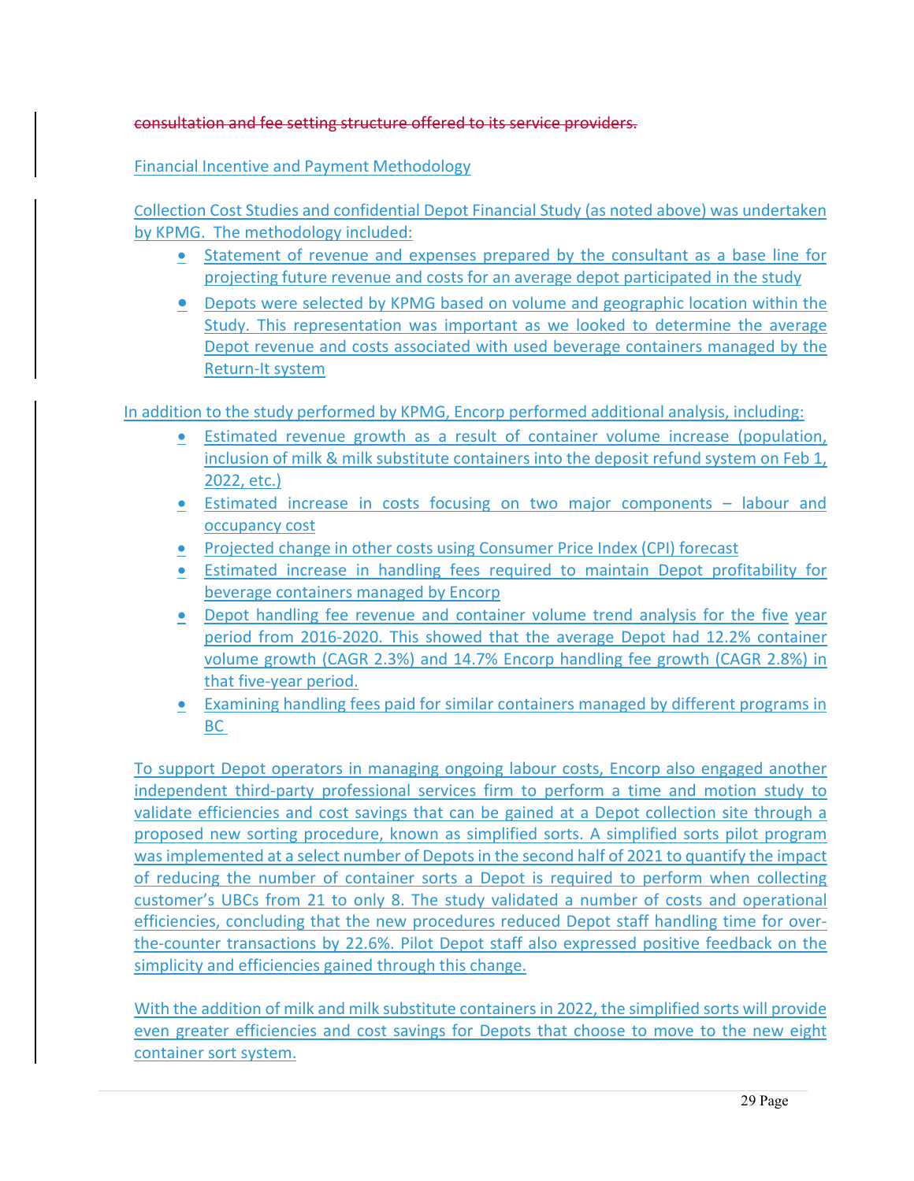~~consultation and fee setting structure offered to its service providers.~~

Financial Incentive and Payment Methodology

Collection Cost Studies and confidential Depot Financial Study (as noted above) was undertaken by KPMG. The methodology included:

- Statement of revenue and expenses prepared by the consultant as a base line for projecting future revenue and costs for an average depot participated in the study
- Depots were selected by KPMG based on volume and geographic location within the Study. This representation was important as we looked to determine the average Depot revenue and costs associated with used beverage containers managed by the Return-It system

In addition to the study performed by KPMG, Encorp performed additional analysis, including:

- Estimated revenue growth as a result of container volume increase (population, inclusion of milk & milk substitute containers into the deposit refund system on Feb 1, 2022, etc.)
- Estimated increase in costs focusing on two major components – labour and occupancy cost
- Projected change in other costs using Consumer Price Index (CPI) forecast
- Estimated increase in handling fees required to maintain Depot profitability for beverage containers managed by Encorp
- Depot handling fee revenue and container volume trend analysis for the five year period from 2016-2020. This showed that the average Depot had 12.2% container volume growth (CAGR 2.3%) and 14.7% Encorp handling fee growth (CAGR 2.8%) in that five-year period.
- Examining handling fees paid for similar containers managed by different programs in BC

To support Depot operators in managing ongoing labour costs, Encorp also engaged another independent third-party professional services firm to perform a time and motion study to validate efficiencies and cost savings that can be gained at a Depot collection site through a proposed new sorting procedure, known as simplified sorts. A simplified sorts pilot program was implemented at a select number of Depots in the second half of 2021 to quantify the impact of reducing the number of container sorts a Depot is required to perform when collecting customer's UBCs from 21 to only 8. The study validated a number of costs and operational efficiencies, concluding that the new procedures reduced Depot staff handling time for over-the-counter transactions by 22.6%. Pilot Depot staff also expressed positive feedback on the simplicity and efficiencies gained through this change.

With the addition of milk and milk substitute containers in 2022, the simplified sorts will provide even greater efficiencies and cost savings for Depots that choose to move to the new eight container sort system.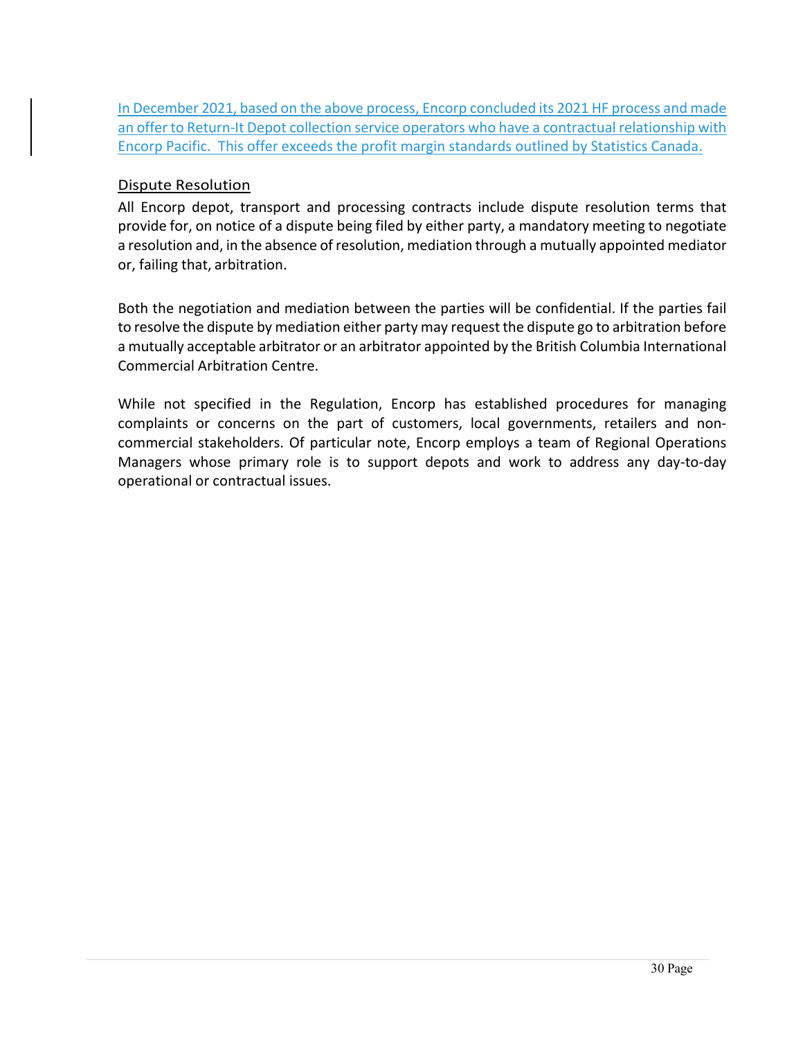In December 2021, based on the above process, Encorp concluded its 2021 HF process and made an offer to Return-It Depot collection service operators who have a contractual relationship with Encorp Pacific. This offer exceeds the profit margin standards outlined by Statistics Canada.

## Dispute Resolution

All Encorp depot, transport and processing contracts include dispute resolution terms that provide for, on notice of a dispute being filed by either party, a mandatory meeting to negotiate a resolution and, in the absence of resolution, mediation through a mutually appointed mediator or, failing that, arbitration.

Both the negotiation and mediation between the parties will be confidential. If the parties fail to resolve the dispute by mediation either party may request the dispute go to arbitration before a mutually acceptable arbitrator or an arbitrator appointed by the British Columbia International Commercial Arbitration Centre.

While not specified in the Regulation, Encorp has established procedures for managing complaints or concerns on the part of customers, local governments, retailers and non-commercial stakeholders. Of particular note, Encorp employs a team of Regional Operations Managers whose primary role is to support depots and work to address any day-to-day operational or contractual issues.